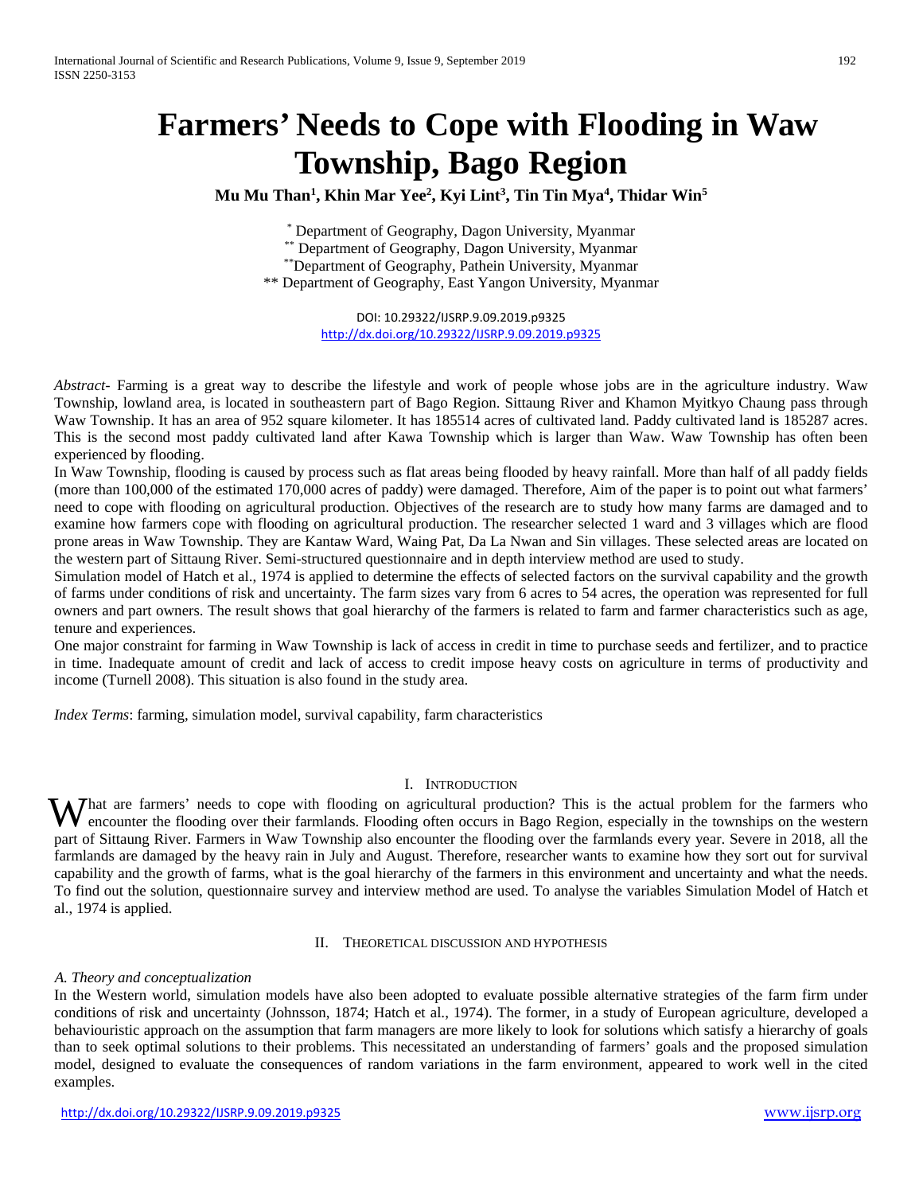# Farmers' Needs to Cope with Flooding in Waw Township, Bago Region

**Mu Mu Than[1], Khin Mar Yee[2], Kyi Lint[3], Tin Tin Mya[4], Thidar Win[5]**

[*] Department of Geography, Dagon University, Myanmar
[**] Department of Geography, Dagon University, Myanmar
[**]Department of Geography, Pathein University, Myanmar
** Department of Geography, East Yangon University, Myanmar

DOI: 10.29322/IJSRP.9.09.2019.p9325
http://dx.doi.org/10.29322/IJSRP.9.09.2019.p9325

*Abstract*- Farming is a great way to describe the lifestyle and work of people whose jobs are in the agriculture industry. Waw Township, lowland area, is located in southeastern part of Bago Region. Sittaung River and Khamon Myitkyo Chaung pass through Waw Township. It has an area of 952 square kilometer. It has 185514 acres of cultivated land. Paddy cultivated land is 185287 acres. This is the second most paddy cultivated land after Kawa Township which is larger than Waw. Waw Township has often been experienced by flooding.

In Waw Township, flooding is caused by process such as flat areas being flooded by heavy rainfall. More than half of all paddy fields (more than 100,000 of the estimated 170,000 acres of paddy) were damaged. Therefore, Aim of the paper is to point out what farmers' need to cope with flooding on agricultural production. Objectives of the research are to study how many farms are damaged and to examine how farmers cope with flooding on agricultural production. The researcher selected 1 ward and 3 villages which are flood prone areas in Waw Township. They are Kantaw Ward, Waing Pat, Da La Nwan and Sin villages. These selected areas are located on the western part of Sittaung River. Semi-structured questionnaire and in depth interview method are used to study.

Simulation model of Hatch et al., 1974 is applied to determine the effects of selected factors on the survival capability and the growth of farms under conditions of risk and uncertainty. The farm sizes vary from 6 acres to 54 acres, the operation was represented for full owners and part owners. The result shows that goal hierarchy of the farmers is related to farm and farmer characteristics such as age, tenure and experiences.

One major constraint for farming in Waw Township is lack of access in credit in time to purchase seeds and fertilizer, and to practice in time. Inadequate amount of credit and lack of access to credit impose heavy costs on agriculture in terms of productivity and income (Turnell 2008). This situation is also found in the study area.

*Index Terms*: farming, simulation model, survival capability, farm characteristics

## I. Introduction

What are farmers' needs to cope with flooding on agricultural production? This is the actual problem for the farmers who encounter the flooding over their farmlands. Flooding often occurs in Bago Region, especially in the townships on the western part of Sittaung River. Farmers in Waw Township also encounter the flooding over the farmlands every year. Severe in 2018, all the farmlands are damaged by the heavy rain in July and August. Therefore, researcher wants to examine how they sort out for survival capability and the growth of farms, what is the goal hierarchy of the farmers in this environment and uncertainty and what the needs. To find out the solution, questionnaire survey and interview method are used. To analyse the variables Simulation Model of Hatch et al., 1974 is applied.

## II. Theoretical discussion and hypothesis

### *A. Theory and conceptualization*

In the Western world, simulation models have also been adopted to evaluate possible alternative strategies of the farm firm under conditions of risk and uncertainty (Johnsson, 1874; Hatch et al., 1974). The former, in a study of European agriculture, developed a behaviouristic approach on the assumption that farm managers are more likely to look for solutions which satisfy a hierarchy of goals than to seek optimal solutions to their problems. This necessitated an understanding of farmers' goals and the proposed simulation model, designed to evaluate the consequences of random variations in the farm environment, appeared to work well in the cited examples.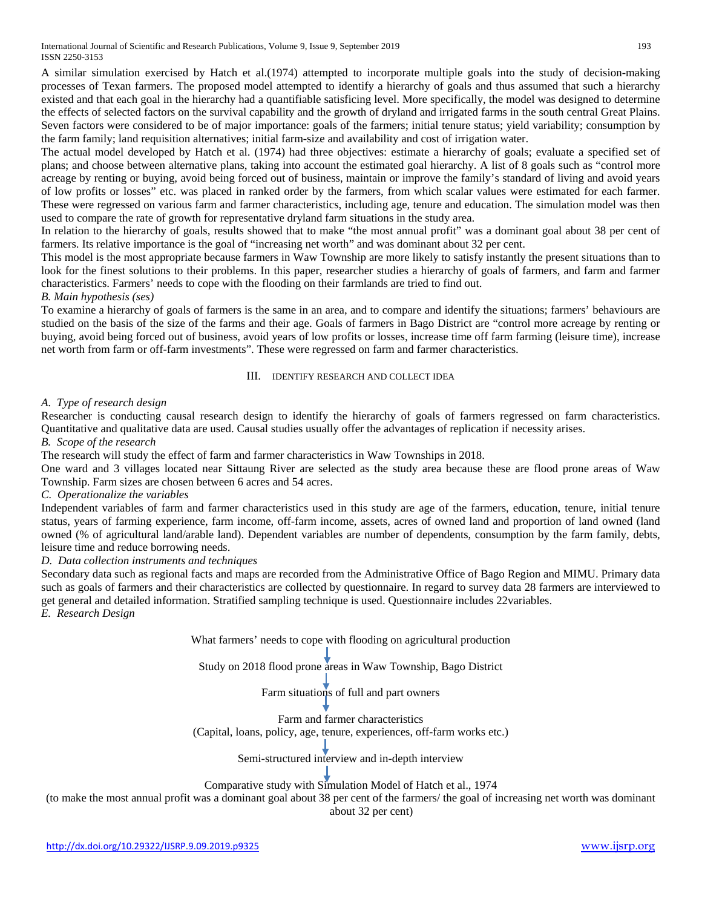A similar simulation exercised by Hatch et al.(1974) attempted to incorporate multiple goals into the study of decision-making processes of Texan farmers. The proposed model attempted to identify a hierarchy of goals and thus assumed that such a hierarchy existed and that each goal in the hierarchy had a quantifiable satisficing level. More specifically, the model was designed to determine the effects of selected factors on the survival capability and the growth of dryland and irrigated farms in the south central Great Plains. Seven factors were considered to be of major importance: goals of the farmers; initial tenure status; yield variability; consumption by the farm family; land requisition alternatives; initial farm-size and availability and cost of irrigation water.

The actual model developed by Hatch et al. (1974) had three objectives: estimate a hierarchy of goals; evaluate a specified set of plans; and choose between alternative plans, taking into account the estimated goal hierarchy. A list of 8 goals such as "control more acreage by renting or buying, avoid being forced out of business, maintain or improve the family's standard of living and avoid years of low profits or losses" etc. was placed in ranked order by the farmers, from which scalar values were estimated for each farmer. These were regressed on various farm and farmer characteristics, including age, tenure and education. The simulation model was then used to compare the rate of growth for representative dryland farm situations in the study area.

In relation to the hierarchy of goals, results showed that to make "the most annual profit" was a dominant goal about 38 per cent of farmers. Its relative importance is the goal of "increasing net worth" and was dominant about 32 per cent.

This model is the most appropriate because farmers in Waw Township are more likely to satisfy instantly the present situations than to look for the finest solutions to their problems. In this paper, researcher studies a hierarchy of goals of farmers, and farm and farmer characteristics. Farmers' needs to cope with the flooding on their farmlands are tried to find out.

*B. Main hypothesis (ses)*

To examine a hierarchy of goals of farmers is the same in an area, and to compare and identify the situations; farmers' behaviours are studied on the basis of the size of the farms and their age. Goals of farmers in Bago District are "control more acreage by renting or buying, avoid being forced out of business, avoid years of low profits or losses, increase time off farm farming (leisure time), increase net worth from farm or off-farm investments". These were regressed on farm and farmer characteristics.

## III. IDENTIFY RESEARCH AND COLLECT IDEA

*A. Type of research design*

Researcher is conducting causal research design to identify the hierarchy of goals of farmers regressed on farm characteristics. Quantitative and qualitative data are used. Causal studies usually offer the advantages of replication if necessity arises.

*B. Scope of the research*

The research will study the effect of farm and farmer characteristics in Waw Townships in 2018.

One ward and 3 villages located near Sittaung River are selected as the study area because these are flood prone areas of Waw Township. Farm sizes are chosen between 6 acres and 54 acres.

*C. Operationalize the variables*

Independent variables of farm and farmer characteristics used in this study are age of the farmers, education, tenure, initial tenure status, years of farming experience, farm income, off-farm income, assets, acres of owned land and proportion of land owned (land owned (% of agricultural land/arable land). Dependent variables are number of dependents, consumption by the farm family, debts, leisure time and reduce borrowing needs.

*D. Data collection instruments and techniques*

Secondary data such as regional facts and maps are recorded from the Administrative Office of Bago Region and MIMU. Primary data such as goals of farmers and their characteristics are collected by questionnaire. In regard to survey data 28 farmers are interviewed to get general and detailed information. Stratified sampling technique is used. Questionnaire includes 22variables.

*E. Research Design*

What farmers' needs to cope with flooding on agricultural production

↓

Study on 2018 flood prone areas in Waw Township, Bago District

↓

Farm situations of full and part owners

↓

Farm and farmer characteristics
(Capital, loans, policy, age, tenure, experiences, off-farm works etc.)

↓

Semi-structured interview and in-depth interview

↓

Comparative study with Simulation Model of Hatch et al., 1974
(to make the most annual profit was a dominant goal about 38 per cent of the farmers/ the goal of increasing net worth was dominant about 32 per cent)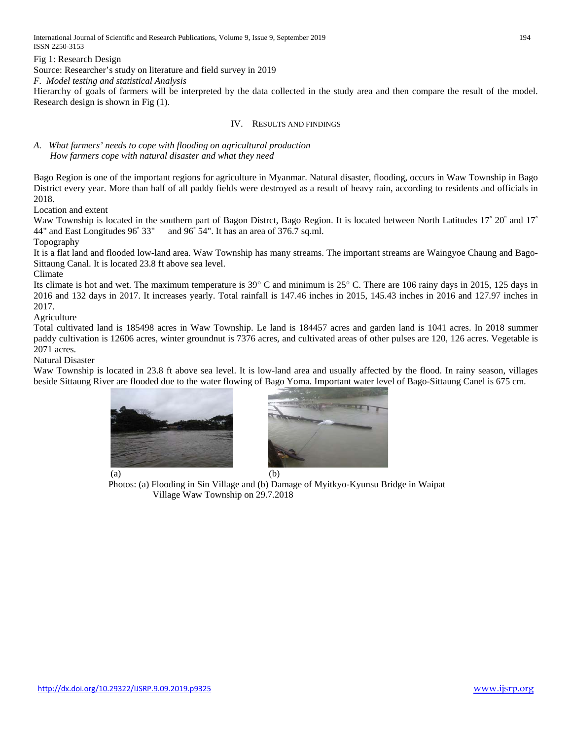Fig 1: Research Design

Source: Researcher's study on literature and field survey in 2019

*F. Model testing and statistical Analysis*

Hierarchy of goals of farmers will be interpreted by the data collected in the study area and then compare the result of the model. Research design is shown in Fig (1).

## IV. RESULTS AND FINDINGS

### *A. What farmers' needs to cope with flooding on agricultural production*

*How farmers cope with natural disaster and what they need*

Bago Region is one of the important regions for agriculture in Myanmar. Natural disaster, flooding, occurs in Waw Township in Bago District every year. More than half of all paddy fields were destroyed as a result of heavy rain, according to residents and officials in 2018.

Location and extent

Waw Township is located in the southern part of Bagon Distrct, Bago Region. It is located between North Latitudes 17˚ 20" and 17˚ 44" and East Longitudes 96˚ 33" and 96˚ 54". It has an area of 376.7 sq.ml.

Topography

It is a flat land and flooded low-land area. Waw Township has many streams. The important streams are Waingyoe Chaung and Bago-Sittaung Canal. It is located 23.8 ft above sea level.

Climate

Its climate is hot and wet. The maximum temperature is 39° C and minimum is 25° C. There are 106 rainy days in 2015, 125 days in 2016 and 132 days in 2017. It increases yearly. Total rainfall is 147.46 inches in 2015, 145.43 inches in 2016 and 127.97 inches in 2017.

Agriculture

Total cultivated land is 185498 acres in Waw Township. Le land is 184457 acres and garden land is 1041 acres. In 2018 summer paddy cultivation is 12606 acres, winter groundnut is 7376 acres, and cultivated areas of other pulses are 120, 126 acres. Vegetable is 2071 acres.

Natural Disaster

Waw Township is located in 23.8 ft above sea level. It is low-land area and usually affected by the flood. In rainy season, villages beside Sittaung River are flooded due to the water flowing of Bago Yoma. Important water level of Bago-Sittaung Canel is 675 cm.

(a) (b)

Photos: (a) Flooding in Sin Village and (b) Damage of Myitkyo-Kyunsu Bridge in Waipat Village Waw Township on 29.7.2018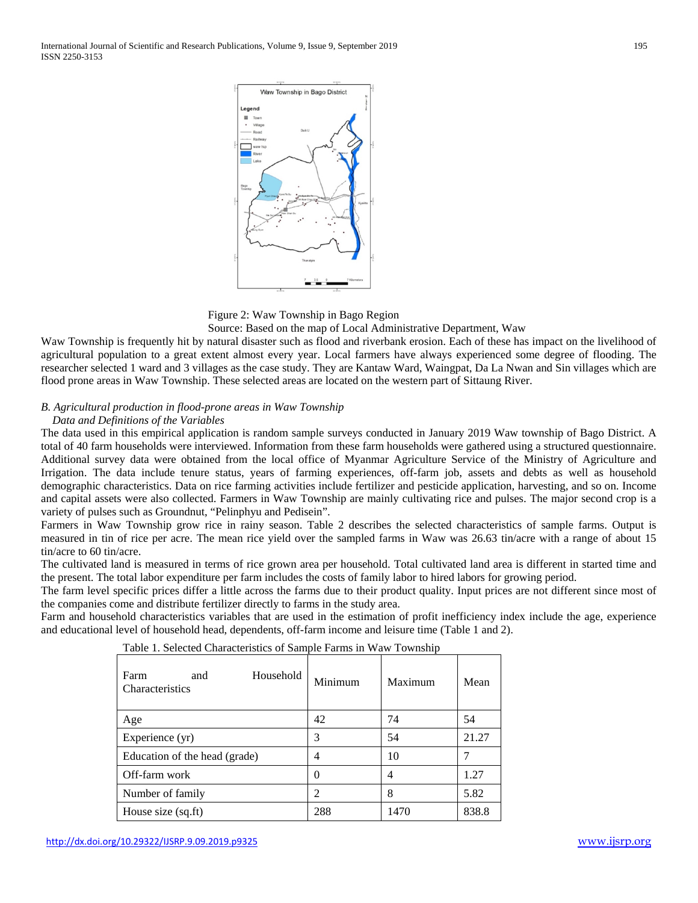Figure 2: Waw Township in Bago Region

Source: Based on the map of Local Administrative Department, Waw

Waw Township is frequently hit by natural disaster such as flood and riverbank erosion. Each of these has impact on the livelihood of agricultural population to a great extent almost every year. Local farmers have always experienced some degree of flooding. The researcher selected 1 ward and 3 villages as the case study. They are Kantaw Ward, Waingpat, Da La Nwan and Sin villages which are flood prone areas in Waw Township. These selected areas are located on the western part of Sittaung River.

### *B. Agricultural production in flood-prone areas in Waw Township*

*Data and Definitions of the Variables*

The data used in this empirical application is random sample surveys conducted in January 2019 Waw township of Bago District. A total of 40 farm households were interviewed. Information from these farm households were gathered using a structured questionnaire. Additional survey data were obtained from the local office of Myanmar Agriculture Service of the Ministry of Agriculture and Irrigation. The data include tenure status, years of farming experiences, off-farm job, assets and debts as well as household demographic characteristics. Data on rice farming activities include fertilizer and pesticide application, harvesting, and so on. Income and capital assets were also collected. Farmers in Waw Township are mainly cultivating rice and pulses. The major second crop is a variety of pulses such as Groundnut, "Pelinphyu and Pedisein".

Farmers in Waw Township grow rice in rainy season. Table 2 describes the selected characteristics of sample farms. Output is measured in tin of rice per acre. The mean rice yield over the sampled farms in Waw was 26.63 tin/acre with a range of about 15 tin/acre to 60 tin/acre.

The cultivated land is measured in terms of rice grown area per household. Total cultivated land area is different in started time and the present. The total labor expenditure per farm includes the costs of family labor to hired labors for growing period.

The farm level specific prices differ a little across the farms due to their product quality. Input prices are not different since most of the companies come and distribute fertilizer directly to farms in the study area.

Farm and household characteristics variables that are used in the estimation of profit inefficiency index include the age, experience and educational level of household head, dependents, off-farm income and leisure time (Table 1 and 2).

Table 1. Selected Characteristics of Sample Farms in Waw Township

| Farm and Household Characteristics | Minimum | Maximum | Mean |
|---|---|---|---|
| Age | 42 | 74 | 54 |
| Experience (yr) | 3 | 54 | 21.27 |
| Education of the head (grade) | 4 | 10 | 7 |
| Off-farm work | 0 | 4 | 1.27 |
| Number of family | 2 | 8 | 5.82 |
| House size (sq.ft) | 288 | 1470 | 838.8 |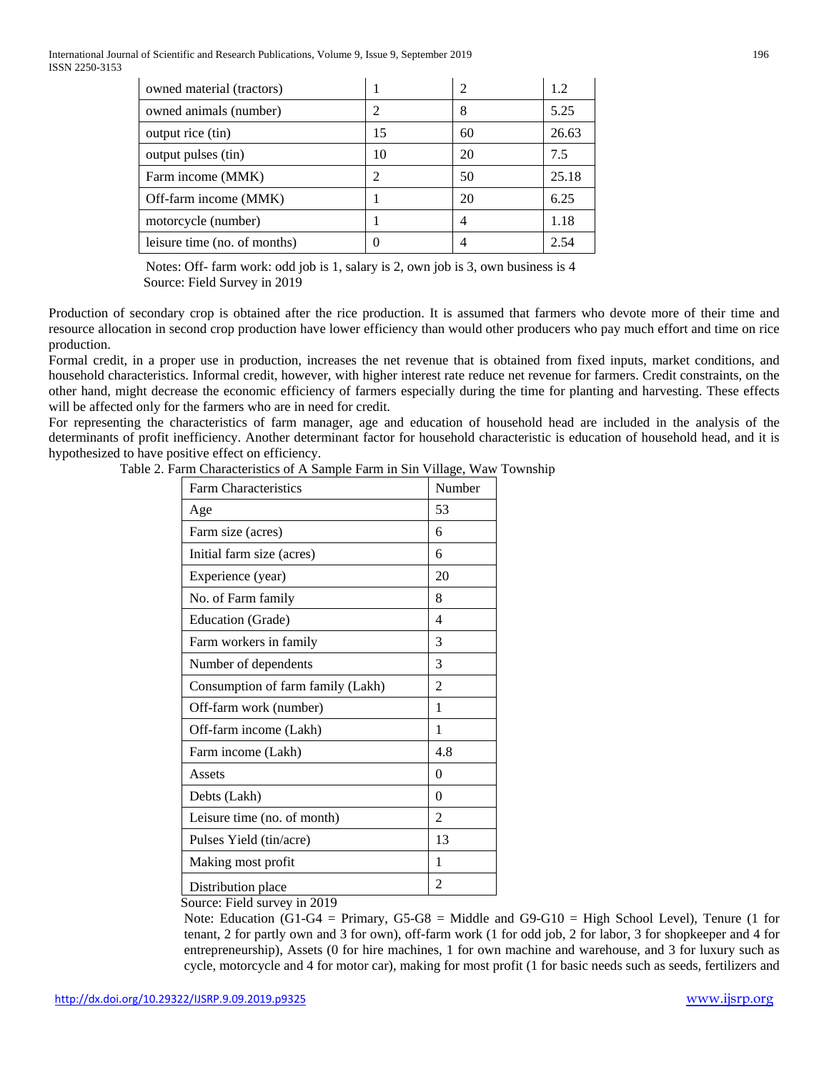| owned material (tractors) | 1 | 2 | 1.2 |
|---|---|---|---|
| owned animals (number) | 2 | 8 | 5.25 |
| output rice (tin) | 15 | 60 | 26.63 |
| output pulses (tin) | 10 | 20 | 7.5 |
| Farm income (MMK) | 2 | 50 | 25.18 |
| Off-farm income (MMK) | 1 | 20 | 6.25 |
| motorcycle (number) | 1 | 4 | 1.18 |
| leisure time (no. of months) | 0 | 4 | 2.54 |

Notes: Off- farm work: odd job is 1, salary is 2, own job is 3, own business is 4
Source: Field Survey in 2019

Production of secondary crop is obtained after the rice production. It is assumed that farmers who devote more of their time and resource allocation in second crop production have lower efficiency than would other producers who pay much effort and time on rice production.

Formal credit, in a proper use in production, increases the net revenue that is obtained from fixed inputs, market conditions, and household characteristics. Informal credit, however, with higher interest rate reduce net revenue for farmers. Credit constraints, on the other hand, might decrease the economic efficiency of farmers especially during the time for planting and harvesting. These effects will be affected only for the farmers who are in need for credit.

For representing the characteristics of farm manager, age and education of household head are included in the analysis of the determinants of profit inefficiency. Another determinant factor for household characteristic is education of household head, and it is hypothesized to have positive effect on efficiency.

Table 2. Farm Characteristics of A Sample Farm in Sin Village, Waw Township

| Farm Characteristics | Number |
|---|---|
| Age | 53 |
| Farm size (acres) | 6 |
| Initial farm size (acres) | 6 |
| Experience (year) | 20 |
| No. of Farm family | 8 |
| Education (Grade) | 4 |
| Farm workers in family | 3 |
| Number of dependents | 3 |
| Consumption of farm family (Lakh) | 2 |
| Off-farm work (number) | 1 |
| Off-farm income (Lakh) | 1 |
| Farm income (Lakh) | 4.8 |
| Assets | 0 |
| Debts (Lakh) | 0 |
| Leisure time (no. of month) | 2 |
| Pulses Yield (tin/acre) | 13 |
| Making most profit | 1 |
| Distribution place | 2 |

Source: Field survey in 2019

Note: Education (G1-G4 = Primary, G5-G8 = Middle and G9-G10 = High School Level), Tenure (1 for tenant, 2 for partly own and 3 for own), off-farm work (1 for odd job, 2 for labor, 3 for shopkeeper and 4 for entrepreneurship), Assets (0 for hire machines, 1 for own machine and warehouse, and 3 for luxury such as cycle, motorcycle and 4 for motor car), making for most profit (1 for basic needs such as seeds, fertilizers and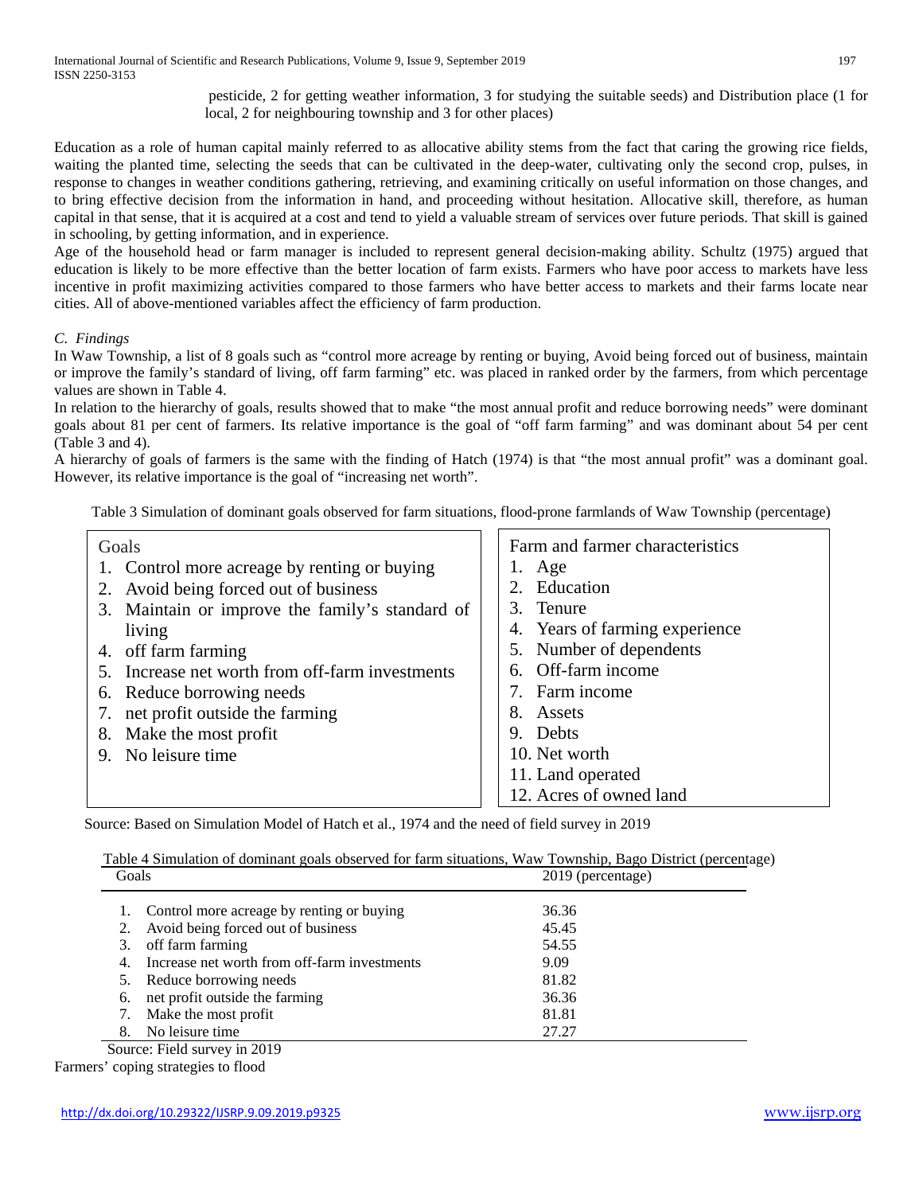pesticide, 2 for getting weather information, 3 for studying the suitable seeds) and Distribution place (1 for local, 2 for neighbouring township and 3 for other places)

Education as a role of human capital mainly referred to as allocative ability stems from the fact that caring the growing rice fields, waiting the planted time, selecting the seeds that can be cultivated in the deep-water, cultivating only the second crop, pulses, in response to changes in weather conditions gathering, retrieving, and examining critically on useful information on those changes, and to bring effective decision from the information in hand, and proceeding without hesitation. Allocative skill, therefore, as human capital in that sense, that it is acquired at a cost and tend to yield a valuable stream of services over future periods. That skill is gained in schooling, by getting information, and in experience.

Age of the household head or farm manager is included to represent general decision-making ability. Schultz (1975) argued that education is likely to be more effective than the better location of farm exists. Farmers who have poor access to markets have less incentive in profit maximizing activities compared to those farmers who have better access to markets and their farms locate near cities. All of above-mentioned variables affect the efficiency of farm production.

### *C. Findings*

In Waw Township, a list of 8 goals such as "control more acreage by renting or buying, Avoid being forced out of business, maintain or improve the family's standard of living, off farm farming" etc. was placed in ranked order by the farmers, from which percentage values are shown in Table 4.

In relation to the hierarchy of goals, results showed that to make "the most annual profit and reduce borrowing needs" were dominant goals about 81 per cent of farmers. Its relative importance is the goal of "off farm farming" and was dominant about 54 per cent (Table 3 and 4).

A hierarchy of goals of farmers is the same with the finding of Hatch (1974) is that "the most annual profit" was a dominant goal. However, its relative importance is the goal of "increasing net worth".

Table 3 Simulation of dominant goals observed for farm situations, flood-prone farmlands of Waw Township (percentage)

| Goals | Farm and farmer characteristics |
|---|---|
| 1. Control more acreage by renting or buying | 1. Age |
| 2. Avoid being forced out of business | 2. Education |
| 3. Maintain or improve the family's standard of living | 3. Tenure |
| 4. off farm farming | 4. Years of farming experience |
| 5. Increase net worth from off-farm investments | 5. Number of dependents |
| 6. Reduce borrowing needs | 6. Off-farm income |
| 7. net profit outside the farming | 7. Farm income |
| 8. Make the most profit | 8. Assets |
| 9. No leisure time | 9. Debts |
| | 10. Net worth |
| | 11. Land operated |
| | 12. Acres of owned land |

Source: Based on Simulation Model of Hatch et al., 1974 and the need of field survey in 2019

Table 4 Simulation of dominant goals observed for farm situations, Waw Township, Bago District (percentage)

| Goals | 2019 (percentage) |
|---|---|
| 1. Control more acreage by renting or buying | 36.36 |
| 2. Avoid being forced out of business | 45.45 |
| 3. off farm farming | 54.55 |
| 4. Increase net worth from off-farm investments | 9.09 |
| 5. Reduce borrowing needs | 81.82 |
| 6. net profit outside the farming | 36.36 |
| 7. Make the most profit | 81.81 |
| 8. No leisure time | 27.27 |

Source: Field survey in 2019

Farmers' coping strategies to flood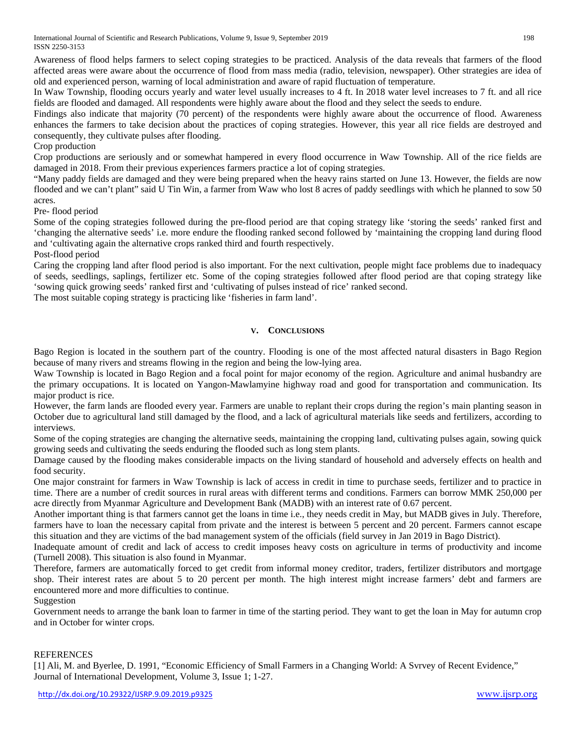Awareness of flood helps farmers to select coping strategies to be practiced. Analysis of the data reveals that farmers of the flood affected areas were aware about the occurrence of flood from mass media (radio, television, newspaper). Other strategies are idea of old and experienced person, warning of local administration and aware of rapid fluctuation of temperature.

In Waw Township, flooding occurs yearly and water level usually increases to 4 ft. In 2018 water level increases to 7 ft. and all rice fields are flooded and damaged. All respondents were highly aware about the flood and they select the seeds to endure.

Findings also indicate that majority (70 percent) of the respondents were highly aware about the occurrence of flood. Awareness enhances the farmers to take decision about the practices of coping strategies. However, this year all rice fields are destroyed and consequently, they cultivate pulses after flooding.

Crop production

Crop productions are seriously and or somewhat hampered in every flood occurrence in Waw Township. All of the rice fields are damaged in 2018. From their previous experiences farmers practice a lot of coping strategies.

"Many paddy fields are damaged and they were being prepared when the heavy rains started on June 13. However, the fields are now flooded and we can't plant" said U Tin Win, a farmer from Waw who lost 8 acres of paddy seedlings with which he planned to sow 50 acres.

Pre- flood period

Some of the coping strategies followed during the pre-flood period are that coping strategy like 'storing the seeds' ranked first and 'changing the alternative seeds' i.e. more endure the flooding ranked second followed by 'maintaining the cropping land during flood and 'cultivating again the alternative crops ranked third and fourth respectively.

Post-flood period

Caring the cropping land after flood period is also important. For the next cultivation, people might face problems due to inadequacy of seeds, seedlings, saplings, fertilizer etc. Some of the coping strategies followed after flood period are that coping strategy like 'sowing quick growing seeds' ranked first and 'cultivating of pulses instead of rice' ranked second.

The most suitable coping strategy is practicing like 'fisheries in farm land'.

## V. CONCLUSIONS

Bago Region is located in the southern part of the country. Flooding is one of the most affected natural disasters in Bago Region because of many rivers and streams flowing in the region and being the low-lying area.

Waw Township is located in Bago Region and a focal point for major economy of the region. Agriculture and animal husbandry are the primary occupations. It is located on Yangon-Mawlamyine highway road and good for transportation and communication. Its major product is rice.

However, the farm lands are flooded every year. Farmers are unable to replant their crops during the region's main planting season in October due to agricultural land still damaged by the flood, and a lack of agricultural materials like seeds and fertilizers, according to interviews.

Some of the coping strategies are changing the alternative seeds, maintaining the cropping land, cultivating pulses again, sowing quick growing seeds and cultivating the seeds enduring the flooded such as long stem plants.

Damage caused by the flooding makes considerable impacts on the living standard of household and adversely effects on health and food security.

One major constraint for farmers in Waw Township is lack of access in credit in time to purchase seeds, fertilizer and to practice in time. There are a number of credit sources in rural areas with different terms and conditions. Farmers can borrow MMK 250,000 per acre directly from Myanmar Agriculture and Development Bank (MADB) with an interest rate of 0.67 percent.

Another important thing is that farmers cannot get the loans in time i.e., they needs credit in May, but MADB gives in July. Therefore, farmers have to loan the necessary capital from private and the interest is between 5 percent and 20 percent. Farmers cannot escape this situation and they are victims of the bad management system of the officials (field survey in Jan 2019 in Bago District).

Inadequate amount of credit and lack of access to credit imposes heavy costs on agriculture in terms of productivity and income (Turnell 2008). This situation is also found in Myanmar.

Therefore, farmers are automatically forced to get credit from informal money creditor, traders, fertilizer distributors and mortgage shop. Their interest rates are about 5 to 20 percent per month. The high interest might increase farmers' debt and farmers are encountered more and more difficulties to continue.

Suggestion

Government needs to arrange the bank loan to farmer in time of the starting period. They want to get the loan in May for autumn crop and in October for winter crops.

REFERENCES

[1] Ali, M. and Byerlee, D. 1991, "Economic Efficiency of Small Farmers in a Changing World: A Svrvey of Recent Evidence," Journal of International Development, Volume 3, Issue 1; 1-27.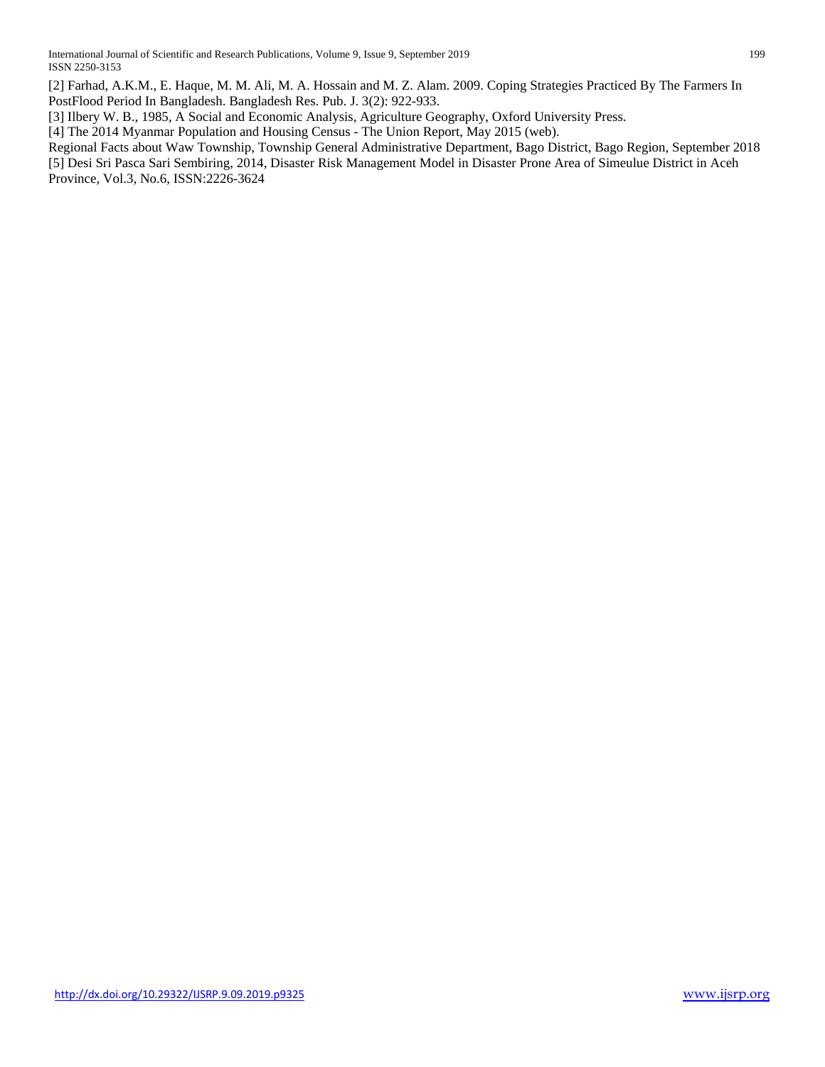[2] Farhad, A.K.M., E. Haque, M. M. Ali, M. A. Hossain and M. Z. Alam. 2009. Coping Strategies Practiced By The Farmers In PostFlood Period In Bangladesh. Bangladesh Res. Pub. J. 3(2): 922-933.

[3] Ilbery W. B., 1985, A Social and Economic Analysis, Agriculture Geography, Oxford University Press.

[4] The 2014 Myanmar Population and Housing Census - The Union Report, May 2015 (web).

Regional Facts about Waw Township, Township General Administrative Department, Bago District, Bago Region, September 2018

[5] Desi Sri Pasca Sari Sembiring, 2014, Disaster Risk Management Model in Disaster Prone Area of Simeulue District in Aceh Province, Vol.3, No.6, ISSN:2226-3624